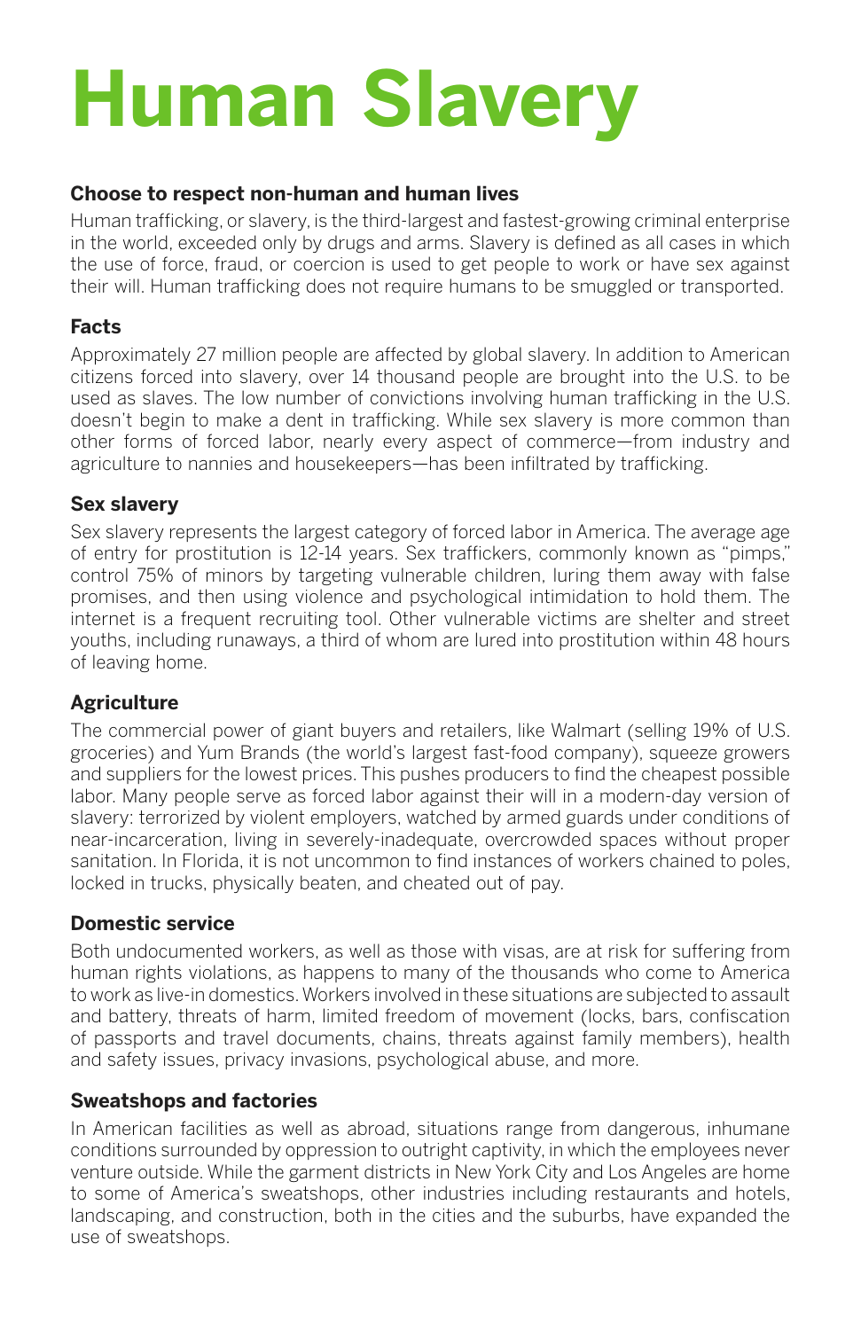# Human Slavery

### Choose to respect non-human and human lives

Human trafficking, or slavery, is the third-largest and fastest-growing criminal enterprise in the world, exceeded only by drugs and arms. Slavery is defined as all cases in which the use of force, fraud, or coercion is used to get people to work or have sex against their will. Human trafficking does not require humans to be smuggled or transported.

### Facts

Approximately 27 million people are affected by global slavery. In addition to American citizens forced into slavery, over 14 thousand people are brought into the U.S. to be used as slaves. The low number of convictions involving human trafficking in the U.S. doesn't begin to make a dent in trafficking. While sex slavery is more common than other forms of forced labor, nearly every aspect of commerce—from industry and agriculture to nannies and housekeepers—has been infiltrated by trafficking.

### Sex slavery

Sex slavery represents the largest category of forced labor in America. The average age of entry for prostitution is 12-14 years. Sex traffickers, commonly known as "pimps," control 75% of minors by targeting vulnerable children, luring them away with false promises, and then using violence and psychological intimidation to hold them. The internet is a frequent recruiting tool. Other vulnerable victims are shelter and street youths, including runaways, a third of whom are lured into prostitution within 48 hours of leaving home.

### Agriculture

The commercial power of giant buyers and retailers, like Walmart (selling 19% of U.S. groceries) and Yum Brands (the world's largest fast-food company), squeeze growers and suppliers for the lowest prices. This pushes producers to find the cheapest possible labor. Many people serve as forced labor against their will in a modern-day version of slavery: terrorized by violent employers, watched by armed guards under conditions of near-incarceration, living in severely-inadequate, overcrowded spaces without proper sanitation. In Florida, it is not uncommon to find instances of workers chained to poles, locked in trucks, physically beaten, and cheated out of pay.

### Domestic service

Both undocumented workers, as well as those with visas, are at risk for suffering from human rights violations, as happens to many of the thousands who come to America to work as live-in domestics. Workers involved in these situations are subjected to assault and battery, threats of harm, limited freedom of movement (locks, bars, confiscation of passports and travel documents, chains, threats against family members), health and safety issues, privacy invasions, psychological abuse, and more.

### Sweatshops and factories

In American facilities as well as abroad, situations range from dangerous, inhumane conditions surrounded by oppression to outright captivity, in which the employees never venture outside. While the garment districts in New York City and Los Angeles are home to some of America's sweatshops, other industries including restaurants and hotels, landscaping, and construction, both in the cities and the suburbs, have expanded the use of sweatshops.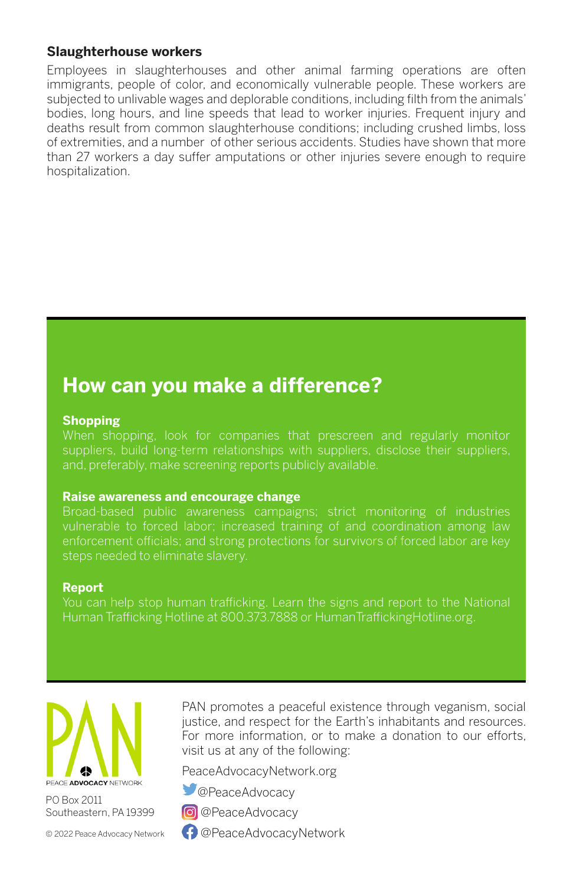### Slaughterhouse workers

Employees in slaughterhouses and other animal farming operations are often immigrants, people of color, and economically vulnerable people. These workers are subjected to unlivable wages and deplorable conditions, including filth from the animals' bodies, long hours, and line speeds that lead to worker injuries. Frequent injury and deaths result from common slaughterhouse conditions; including crushed limbs, loss of extremities, and a number of other serious accidents. Studies have shown that more than 27 workers a day suffer amputations or other injuries severe enough to require hospitalization.

## How can you make a difference?

**Shopping**

When shopping, look for companies that prescreen and regularly monitor suppliers, build long-term relationships with suppliers, disclose their suppliers, and, preferably, make screening reports publicly available.

**Raise awareness and encourage change**

Broad-based public awareness campaigns; strict monitoring of industries vulnerable to forced labor; increased training of and coordination among law enforcement officials; and strong protections for survivors of forced labor are key steps needed to eliminate slavery.

**Report**

You can help stop human trafficking. Learn the signs and report to the National Human Trafficking Hotline at 800.373.7888 or HumanTraffickingHotline.org.

PAN

PEACE ADVOCACY NETWORK

PO Box 2011
Southeastern, PA 19399

© 2022 Peace Advocacy Network

PAN promotes a peaceful existence through veganism, social justice, and respect for the Earth's inhabitants and resources. For more information, or to make a donation to our efforts, visit us at any of the following:

PeaceAdvocacyNetwork.org

@PeaceAdvocacy

@PeaceAdvocacy

@PeaceAdvocacyNetwork